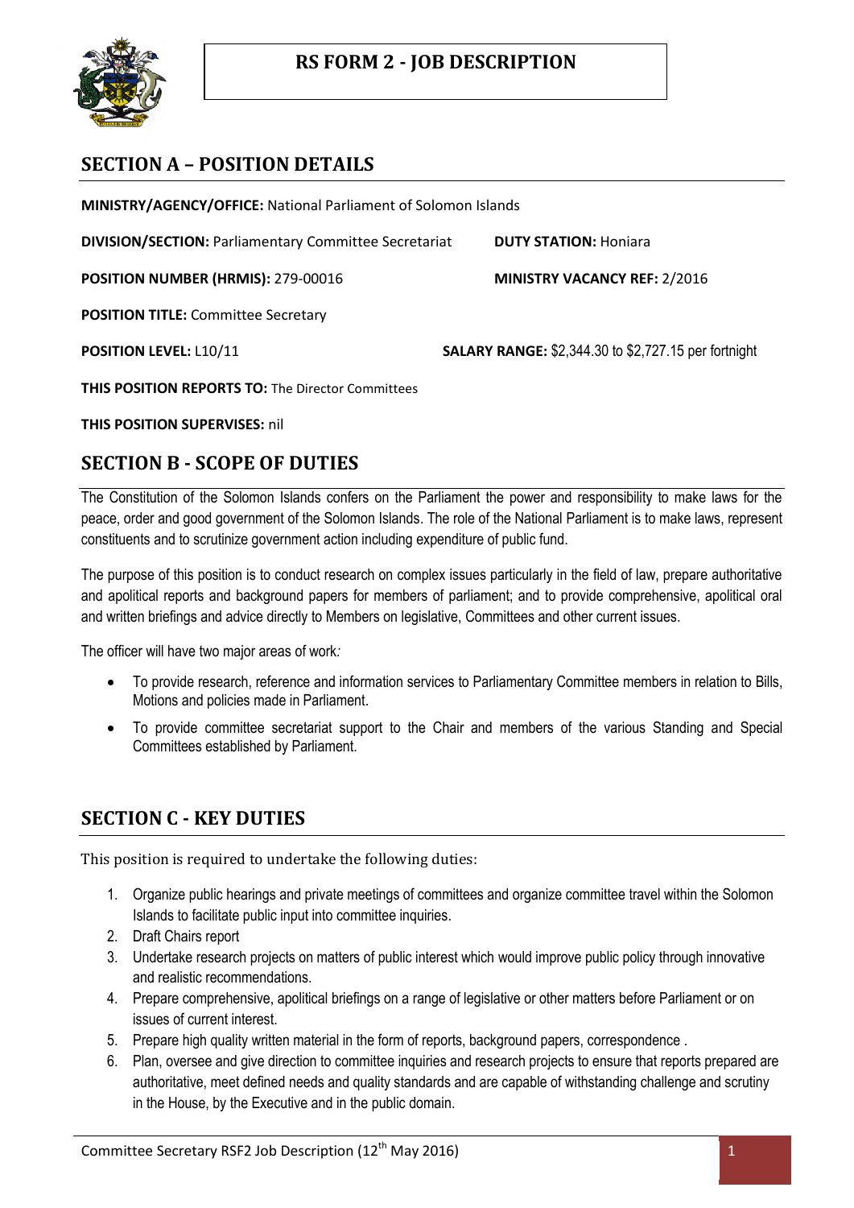# RS FORM 2 - JOB DESCRIPTION

## SECTION A – POSITION DETAILS

**MINISTRY/AGENCY/OFFICE:** National Parliament of Solomon Islands

**DIVISION/SECTION:** Parliamentary Committee Secretariat **DUTY STATION:** Honiara

**POSITION NUMBER (HRMIS):** 279-00016 **MINISTRY VACANCY REF:** 2/2016

**POSITION TITLE:** Committee Secretary

**POSITION LEVEL:** L10/11 **SALARY RANGE:** $2,344.30 to $2,727.15 per fortnight

**THIS POSITION REPORTS TO:** The Director Committees

**THIS POSITION SUPERVISES:** nil

## SECTION B - SCOPE OF DUTIES

The Constitution of the Solomon Islands confers on the Parliament the power and responsibility to make laws for the peace, order and good government of the Solomon Islands. The role of the National Parliament is to make laws, represent constituents and to scrutinize government action including expenditure of public fund.

The purpose of this position is to conduct research on complex issues particularly in the field of law, prepare authoritative and apolitical reports and background papers for members of parliament; and to provide comprehensive, apolitical oral and written briefings and advice directly to Members on legislative, Committees and other current issues.

The officer will have two major areas of work*:*

- To provide research, reference and information services to Parliamentary Committee members in relation to Bills, Motions and policies made in Parliament.
- To provide committee secretariat support to the Chair and members of the various Standing and Special Committees established by Parliament.

## SECTION C - KEY DUTIES

This position is required to undertake the following duties:

1. Organize public hearings and private meetings of committees and organize committee travel within the Solomon Islands to facilitate public input into committee inquiries.
2. Draft Chairs report
3. Undertake research projects on matters of public interest which would improve public policy through innovative and realistic recommendations.
4. Prepare comprehensive, apolitical briefings on a range of legislative or other matters before Parliament or on issues of current interest.
5. Prepare high quality written material in the form of reports, background papers, correspondence .
6. Plan, oversee and give direction to committee inquiries and research projects to ensure that reports prepared are authoritative, meet defined needs and quality standards and are capable of withstanding challenge and scrutiny in the House, by the Executive and in the public domain.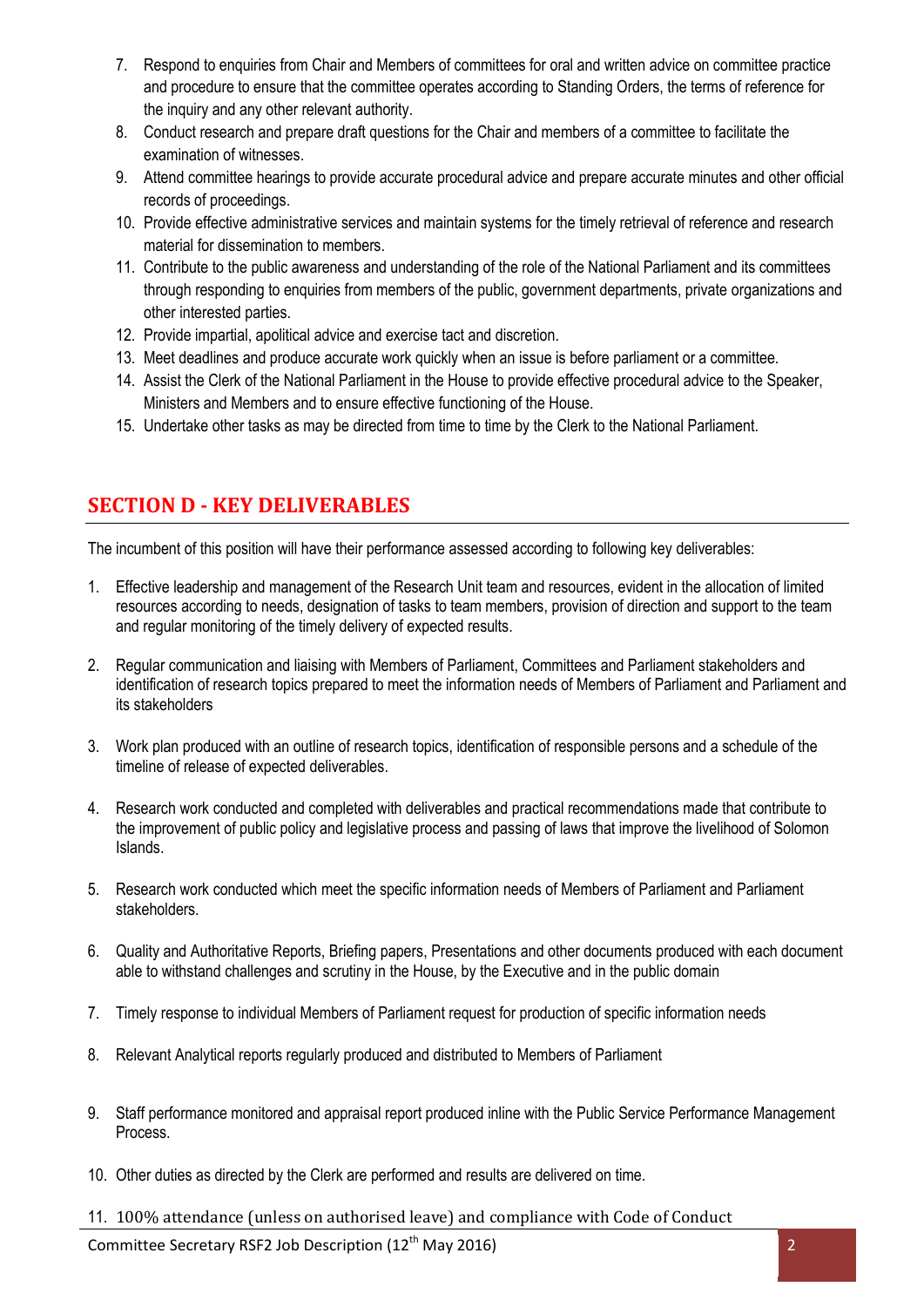7. Respond to enquiries from Chair and Members of committees for oral and written advice on committee practice and procedure to ensure that the committee operates according to Standing Orders, the terms of reference for the inquiry and any other relevant authority.
8. Conduct research and prepare draft questions for the Chair and members of a committee to facilitate the examination of witnesses.
9. Attend committee hearings to provide accurate procedural advice and prepare accurate minutes and other official records of proceedings.
10. Provide effective administrative services and maintain systems for the timely retrieval of reference and research material for dissemination to members.
11. Contribute to the public awareness and understanding of the role of the National Parliament and its committees through responding to enquiries from members of the public, government departments, private organizations and other interested parties.
12. Provide impartial, apolitical advice and exercise tact and discretion.
13. Meet deadlines and produce accurate work quickly when an issue is before parliament or a committee.
14. Assist the Clerk of the National Parliament in the House to provide effective procedural advice to the Speaker, Ministers and Members and to ensure effective functioning of the House.
15. Undertake other tasks as may be directed from time to time by the Clerk to the National Parliament.

## SECTION D - KEY DELIVERABLES

The incumbent of this position will have their performance assessed according to following key deliverables:

1. Effective leadership and management of the Research Unit team and resources, evident in the allocation of limited resources according to needs, designation of tasks to team members, provision of direction and support to the team and regular monitoring of the timely delivery of expected results.

2. Regular communication and liaising with Members of Parliament, Committees and Parliament stakeholders and identification of research topics prepared to meet the information needs of Members of Parliament and Parliament and its stakeholders

3. Work plan produced with an outline of research topics, identification of responsible persons and a schedule of the timeline of release of expected deliverables.

4. Research work conducted and completed with deliverables and practical recommendations made that contribute to the improvement of public policy and legislative process and passing of laws that improve the livelihood of Solomon Islands.

5. Research work conducted which meet the specific information needs of Members of Parliament and Parliament stakeholders.

6. Quality and Authoritative Reports, Briefing papers, Presentations and other documents produced with each document able to withstand challenges and scrutiny in the House, by the Executive and in the public domain

7. Timely response to individual Members of Parliament request for production of specific information needs

8. Relevant Analytical reports regularly produced and distributed to Members of Parliament

9. Staff performance monitored and appraisal report produced inline with the Public Service Performance Management Process.

10. Other duties as directed by the Clerk are performed and results are delivered on time.

11. 100% attendance (unless on authorised leave) and compliance with Code of Conduct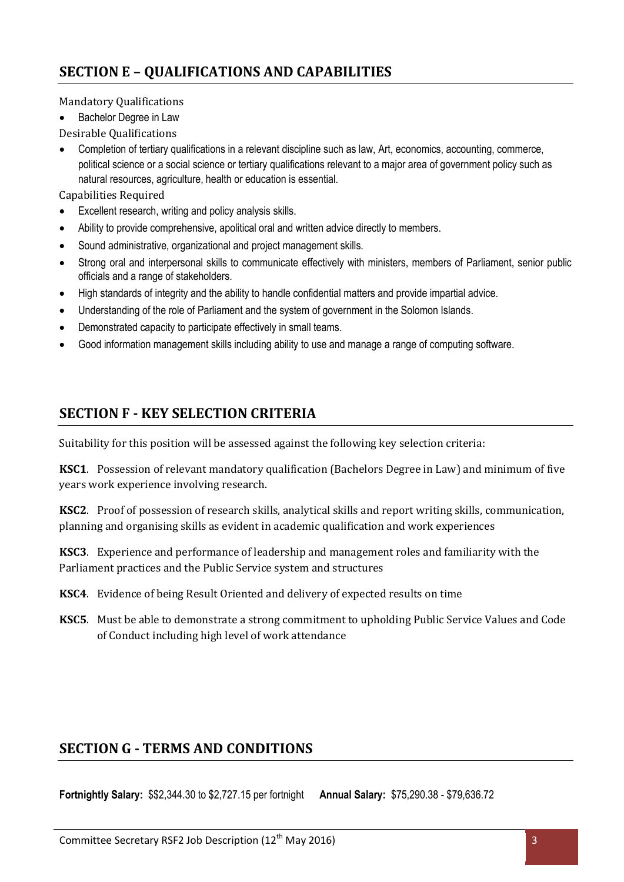## SECTION E – QUALIFICATIONS AND CAPABILITIES

Mandatory Qualifications

- Bachelor Degree in Law

Desirable Qualifications

- Completion of tertiary qualifications in a relevant discipline such as law, Art, economics, accounting, commerce, political science or a social science or tertiary qualifications relevant to a major area of government policy such as natural resources, agriculture, health or education is essential.

Capabilities Required

- Excellent research, writing and policy analysis skills.
- Ability to provide comprehensive, apolitical oral and written advice directly to members.
- Sound administrative, organizational and project management skills.
- Strong oral and interpersonal skills to communicate effectively with ministers, members of Parliament, senior public officials and a range of stakeholders.
- High standards of integrity and the ability to handle confidential matters and provide impartial advice.
- Understanding of the role of Parliament and the system of government in the Solomon Islands.
- Demonstrated capacity to participate effectively in small teams.
- Good information management skills including ability to use and manage a range of computing software.

## SECTION F - KEY SELECTION CRITERIA

Suitability for this position will be assessed against the following key selection criteria:

**KSC1**. Possession of relevant mandatory qualification (Bachelors Degree in Law) and minimum of five years work experience involving research.

**KSC2**. Proof of possession of research skills, analytical skills and report writing skills, communication, planning and organising skills as evident in academic qualification and work experiences

**KSC3**. Experience and performance of leadership and management roles and familiarity with the Parliament practices and the Public Service system and structures

**KSC4**. Evidence of being Result Oriented and delivery of expected results on time

**KSC5**. Must be able to demonstrate a strong commitment to upholding Public Service Values and Code of Conduct including high level of work attendance

## SECTION G - TERMS AND CONDITIONS

**Fortnightly Salary:** $$2,344.30 to $2,727.15 per fortnight **Annual Salary:** $75,290.38 - $79,636.72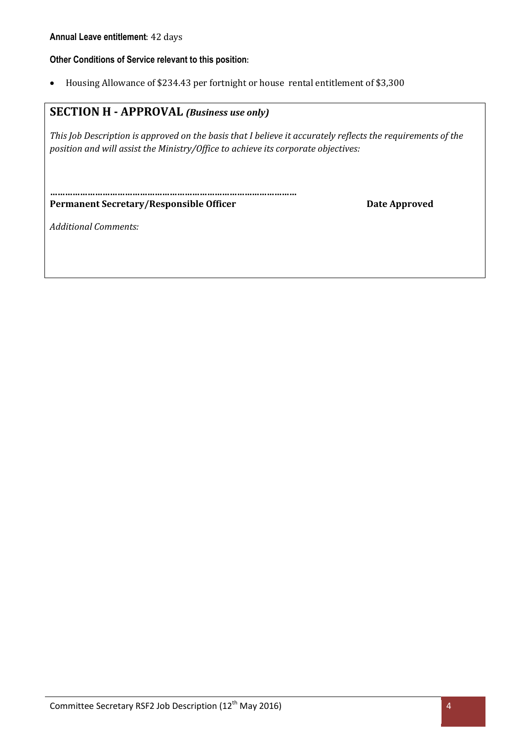**Annual Leave entitlement**: 42 days

**Other Conditions of Service relevant to this position:**

- Housing Allowance of $234.43 per fortnight or house rental entitlement of $3,300

## SECTION H - APPROVAL *(Business use only)*

*This Job Description is approved on the basis that I believe it accurately reflects the requirements of the position and will assist the Ministry/Office to achieve its corporate objectives:*

……………………………………………………………………………………

**Permanent Secretary/Responsible Officer** **Date Approved**

*Additional Comments:*